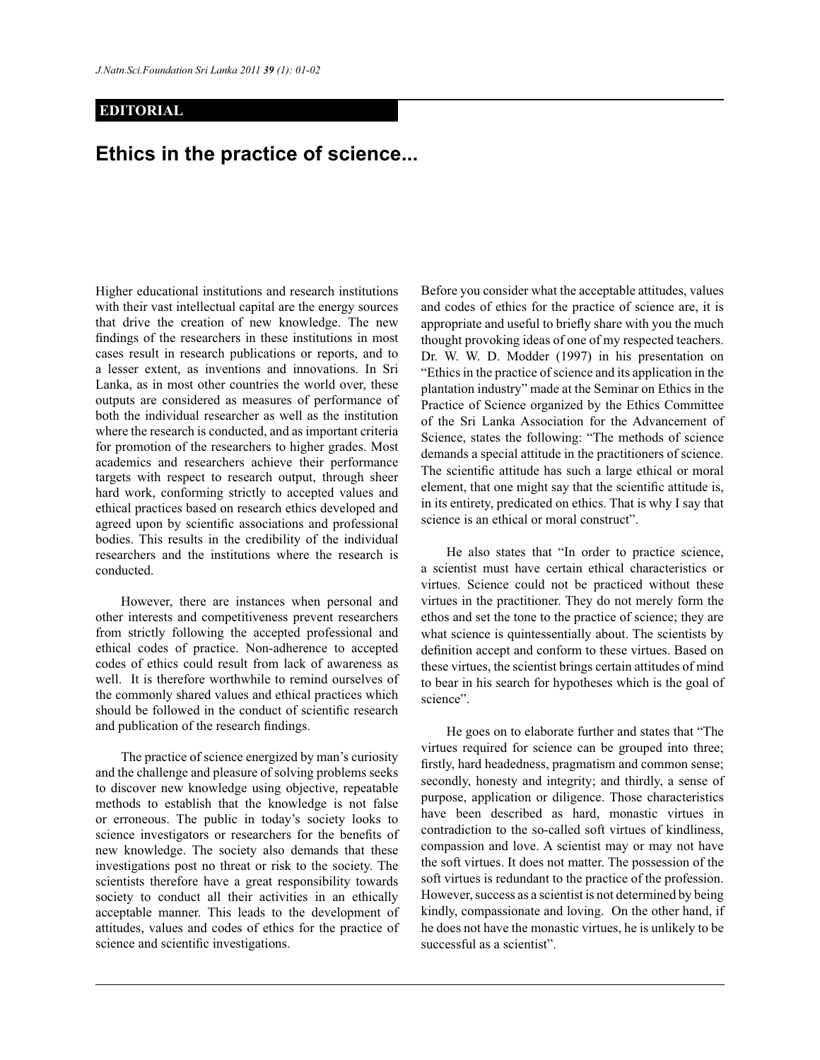EDITORIAL

# Ethics in the practice of science...

Higher educational institutions and research institutions with their vast intellectual capital are the energy sources that drive the creation of new knowledge. The new findings of the researchers in these institutions in most cases result in research publications or reports, and to a lesser extent, as inventions and innovations. In Sri Lanka, as in most other countries the world over, these outputs are considered as measures of performance of both the individual researcher as well as the institution where the research is conducted, and as important criteria for promotion of the researchers to higher grades. Most academics and researchers achieve their performance targets with respect to research output, through sheer hard work, conforming strictly to accepted values and ethical practices based on research ethics developed and agreed upon by scientific associations and professional bodies. This results in the credibility of the individual researchers and the institutions where the research is conducted.

However, there are instances when personal and other interests and competitiveness prevent researchers from strictly following the accepted professional and ethical codes of practice. Non-adherence to accepted codes of ethics could result from lack of awareness as well. It is therefore worthwhile to remind ourselves of the commonly shared values and ethical practices which should be followed in the conduct of scientific research and publication of the research findings.

The practice of science energized by man's curiosity and the challenge and pleasure of solving problems seeks to discover new knowledge using objective, repeatable methods to establish that the knowledge is not false or erroneous. The public in today's society looks to science investigators or researchers for the benefits of new knowledge. The society also demands that these investigations post no threat or risk to the society. The scientists therefore have a great responsibility towards society to conduct all their activities in an ethically acceptable manner. This leads to the development of attitudes, values and codes of ethics for the practice of science and scientific investigations.

Before you consider what the acceptable attitudes, values and codes of ethics for the practice of science are, it is appropriate and useful to briefly share with you the much thought provoking ideas of one of my respected teachers. Dr. W. W. D. Modder (1997) in his presentation on "Ethics in the practice of science and its application in the plantation industry" made at the Seminar on Ethics in the Practice of Science organized by the Ethics Committee of the Sri Lanka Association for the Advancement of Science, states the following: "The methods of science demands a special attitude in the practitioners of science. The scientific attitude has such a large ethical or moral element, that one might say that the scientific attitude is, in its entirety, predicated on ethics. That is why I say that science is an ethical or moral construct".

He also states that "In order to practice science, a scientist must have certain ethical characteristics or virtues. Science could not be practiced without these virtues in the practitioner. They do not merely form the ethos and set the tone to the practice of science; they are what science is quintessentially about. The scientists by definition accept and conform to these virtues. Based on these virtues, the scientist brings certain attitudes of mind to bear in his search for hypotheses which is the goal of science".

He goes on to elaborate further and states that "The virtues required for science can be grouped into three; firstly, hard headedness, pragmatism and common sense; secondly, honesty and integrity; and thirdly, a sense of purpose, application or diligence. Those characteristics have been described as hard, monastic virtues in contradiction to the so-called soft virtues of kindliness, compassion and love. A scientist may or may not have the soft virtues. It does not matter. The possession of the soft virtues is redundant to the practice of the profession. However, success as a scientist is not determined by being kindly, compassionate and loving. On the other hand, if he does not have the monastic virtues, he is unlikely to be successful as a scientist".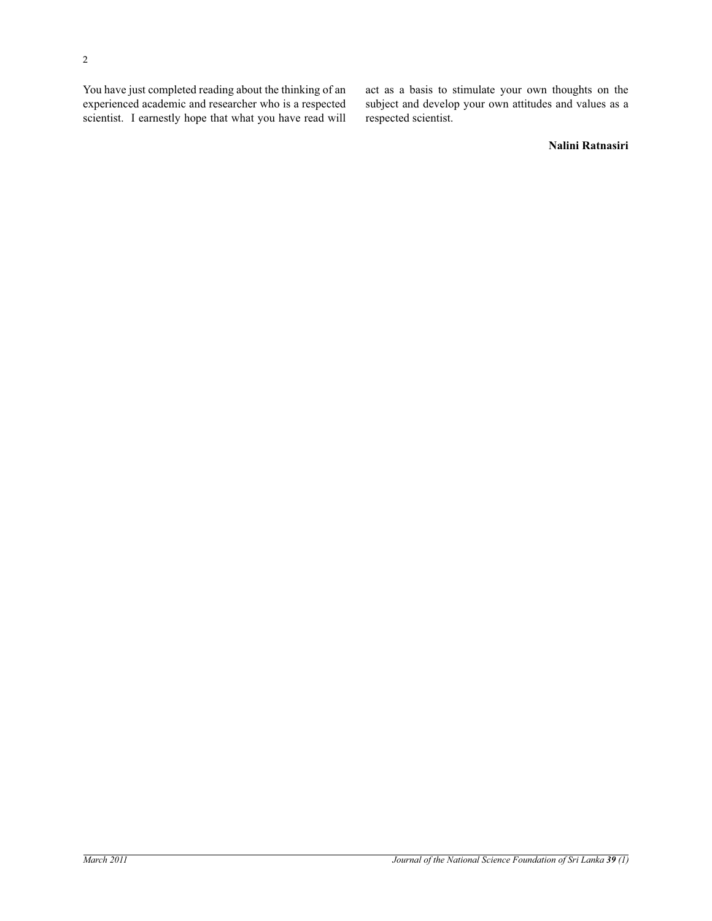You have just completed reading about the thinking of an experienced academic and researcher who is a respected scientist. I earnestly hope that what you have read will act as a basis to stimulate your own thoughts on the subject and develop your own attitudes and values as a respected scientist.

**Nalini Ratnasiri**